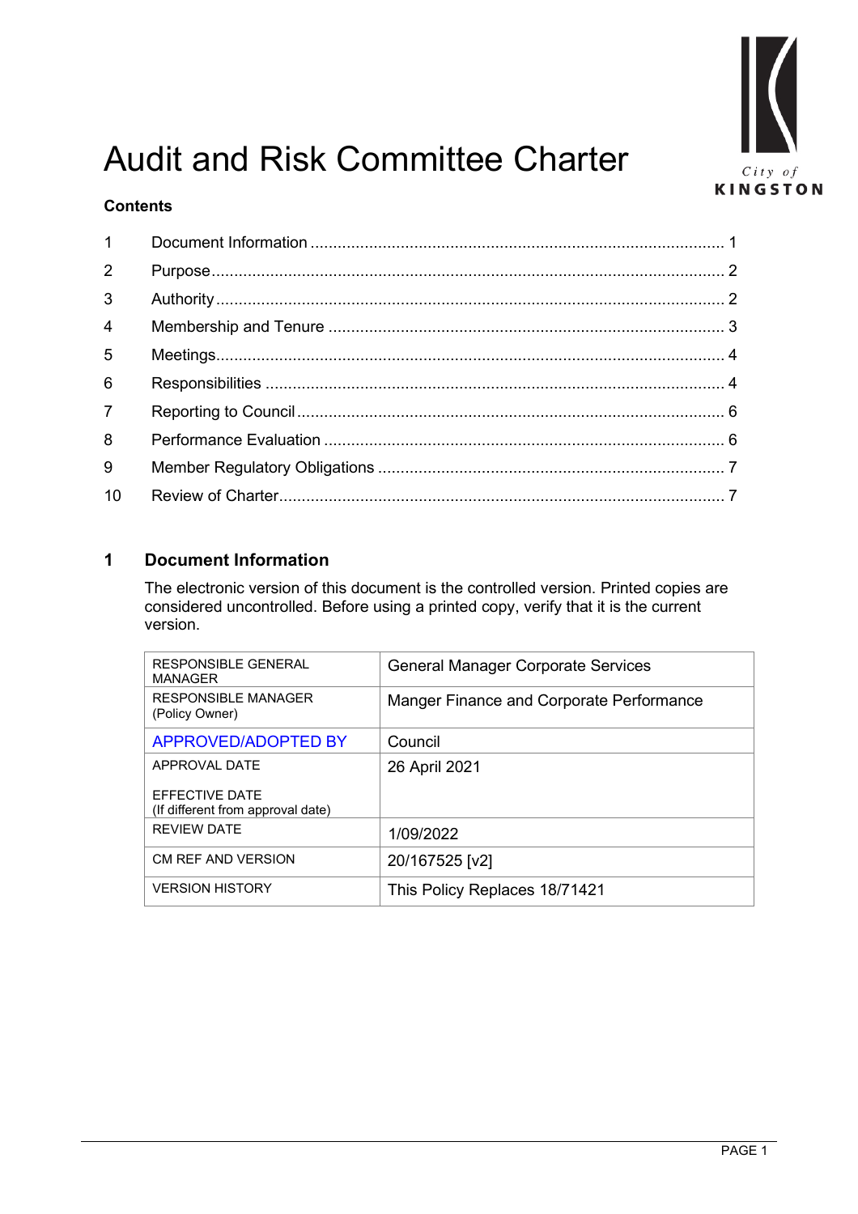# Audit and Risk Committee Charter

City of KINGSTON

**Contents**

| | | |
|---|---|---|
| 1 | Document Information | 1 |
| 2 | Purpose | 2 |
| 3 | Authority | 2 |
| 4 | Membership and Tenure | 3 |
| 5 | Meetings | 4 |
| 6 | Responsibilities | 4 |
| 7 | Reporting to Council | 6 |
| 8 | Performance Evaluation | 6 |
| 9 | Member Regulatory Obligations | 7 |
| 10 | Review of Charter | 7 |

## 1 Document Information

The electronic version of this document is the controlled version. Printed copies are considered uncontrolled. Before using a printed copy, verify that it is the current version.

| | |
|---|---|
| RESPONSIBLE GENERAL MANAGER | General Manager Corporate Services |
| RESPONSIBLE MANAGER (Policy Owner) | Manger Finance and Corporate Performance |
| APPROVED/ADOPTED BY | Council |
| APPROVAL DATE<br><br>EFFECTIVE DATE (If different from approval date) | 26 April 2021 |
| REVIEW DATE | 1/09/2022 |
| CM REF AND VERSION | 20/167525 [v2] |
| VERSION HISTORY | This Policy Replaces 18/71421 |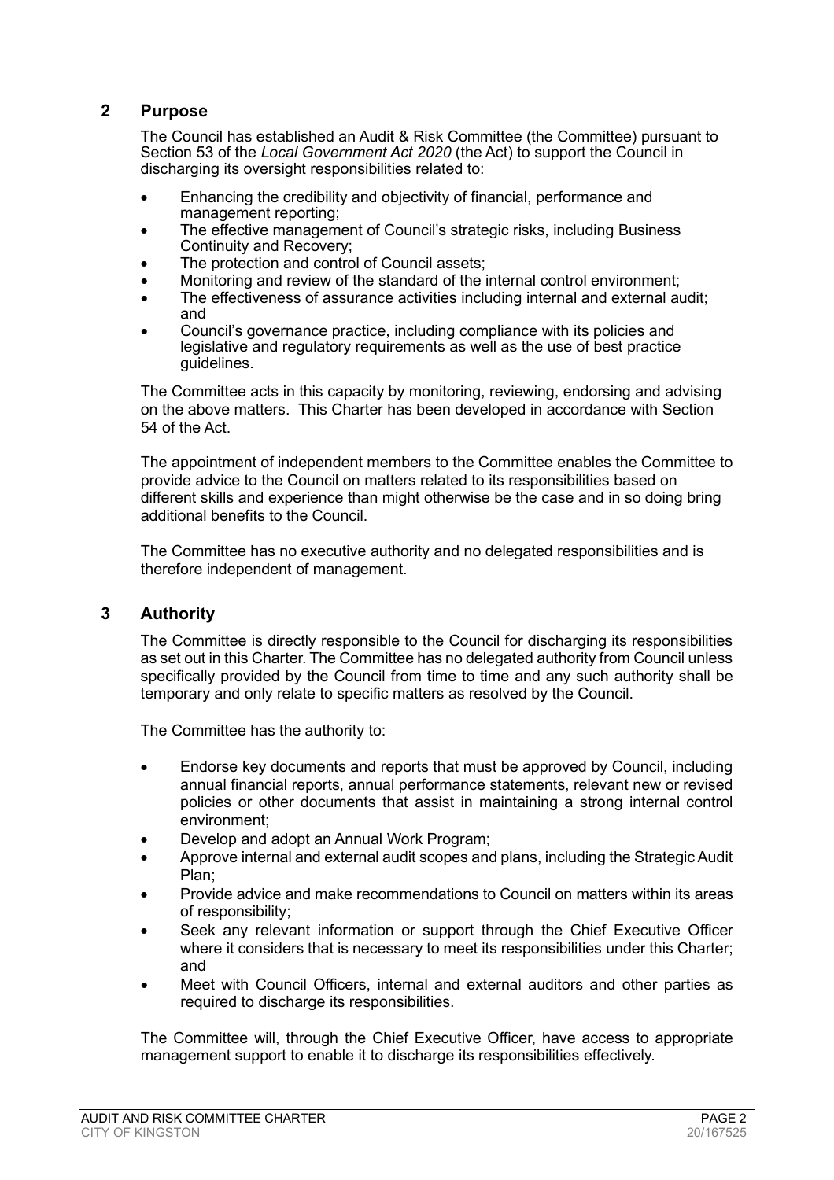## 2 Purpose

The Council has established an Audit & Risk Committee (the Committee) pursuant to Section 53 of the *Local Government Act 2020* (the Act) to support the Council in discharging its oversight responsibilities related to:

- Enhancing the credibility and objectivity of financial, performance and management reporting;
- The effective management of Council's strategic risks, including Business Continuity and Recovery;
- The protection and control of Council assets;
- Monitoring and review of the standard of the internal control environment;
- The effectiveness of assurance activities including internal and external audit; and
- Council's governance practice, including compliance with its policies and legislative and regulatory requirements as well as the use of best practice guidelines.

The Committee acts in this capacity by monitoring, reviewing, endorsing and advising on the above matters. This Charter has been developed in accordance with Section 54 of the Act.

The appointment of independent members to the Committee enables the Committee to provide advice to the Council on matters related to its responsibilities based on different skills and experience than might otherwise be the case and in so doing bring additional benefits to the Council.

The Committee has no executive authority and no delegated responsibilities and is therefore independent of management.

## 3 Authority

The Committee is directly responsible to the Council for discharging its responsibilities as set out in this Charter. The Committee has no delegated authority from Council unless specifically provided by the Council from time to time and any such authority shall be temporary and only relate to specific matters as resolved by the Council.

The Committee has the authority to:

- Endorse key documents and reports that must be approved by Council, including annual financial reports, annual performance statements, relevant new or revised policies or other documents that assist in maintaining a strong internal control environment;
- Develop and adopt an Annual Work Program;
- Approve internal and external audit scopes and plans, including the Strategic Audit Plan;
- Provide advice and make recommendations to Council on matters within its areas of responsibility;
- Seek any relevant information or support through the Chief Executive Officer where it considers that is necessary to meet its responsibilities under this Charter; and
- Meet with Council Officers, internal and external auditors and other parties as required to discharge its responsibilities.

The Committee will, through the Chief Executive Officer, have access to appropriate management support to enable it to discharge its responsibilities effectively.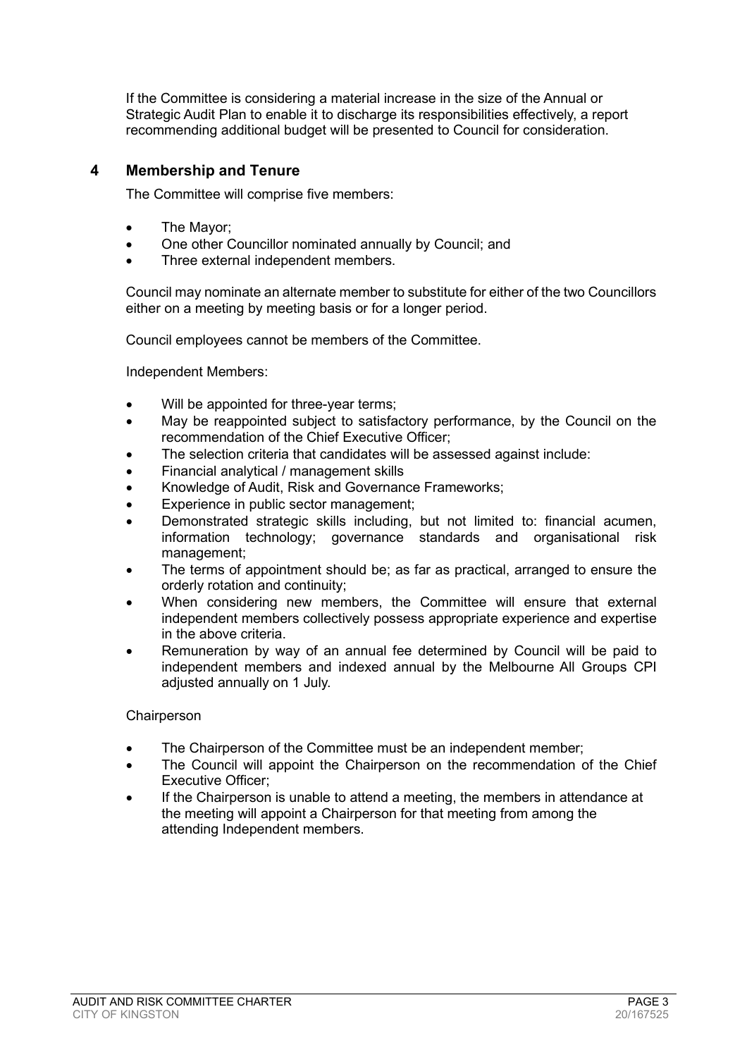If the Committee is considering a material increase in the size of the Annual or Strategic Audit Plan to enable it to discharge its responsibilities effectively, a report recommending additional budget will be presented to Council for consideration.

## 4 Membership and Tenure

The Committee will comprise five members:

- The Mayor;
- One other Councillor nominated annually by Council; and
- Three external independent members.

Council may nominate an alternate member to substitute for either of the two Councillors either on a meeting by meeting basis or for a longer period.

Council employees cannot be members of the Committee.

Independent Members:

- Will be appointed for three-year terms;
- May be reappointed subject to satisfactory performance, by the Council on the recommendation of the Chief Executive Officer;
- The selection criteria that candidates will be assessed against include:
- Financial analytical / management skills
- Knowledge of Audit, Risk and Governance Frameworks;
- Experience in public sector management;
- Demonstrated strategic skills including, but not limited to: financial acumen, information technology; governance standards and organisational risk management;
- The terms of appointment should be; as far as practical, arranged to ensure the orderly rotation and continuity;
- When considering new members, the Committee will ensure that external independent members collectively possess appropriate experience and expertise in the above criteria.
- Remuneration by way of an annual fee determined by Council will be paid to independent members and indexed annual by the Melbourne All Groups CPI adjusted annually on 1 July.

Chairperson

- The Chairperson of the Committee must be an independent member;
- The Council will appoint the Chairperson on the recommendation of the Chief Executive Officer;
- If the Chairperson is unable to attend a meeting, the members in attendance at the meeting will appoint a Chairperson for that meeting from among the attending Independent members.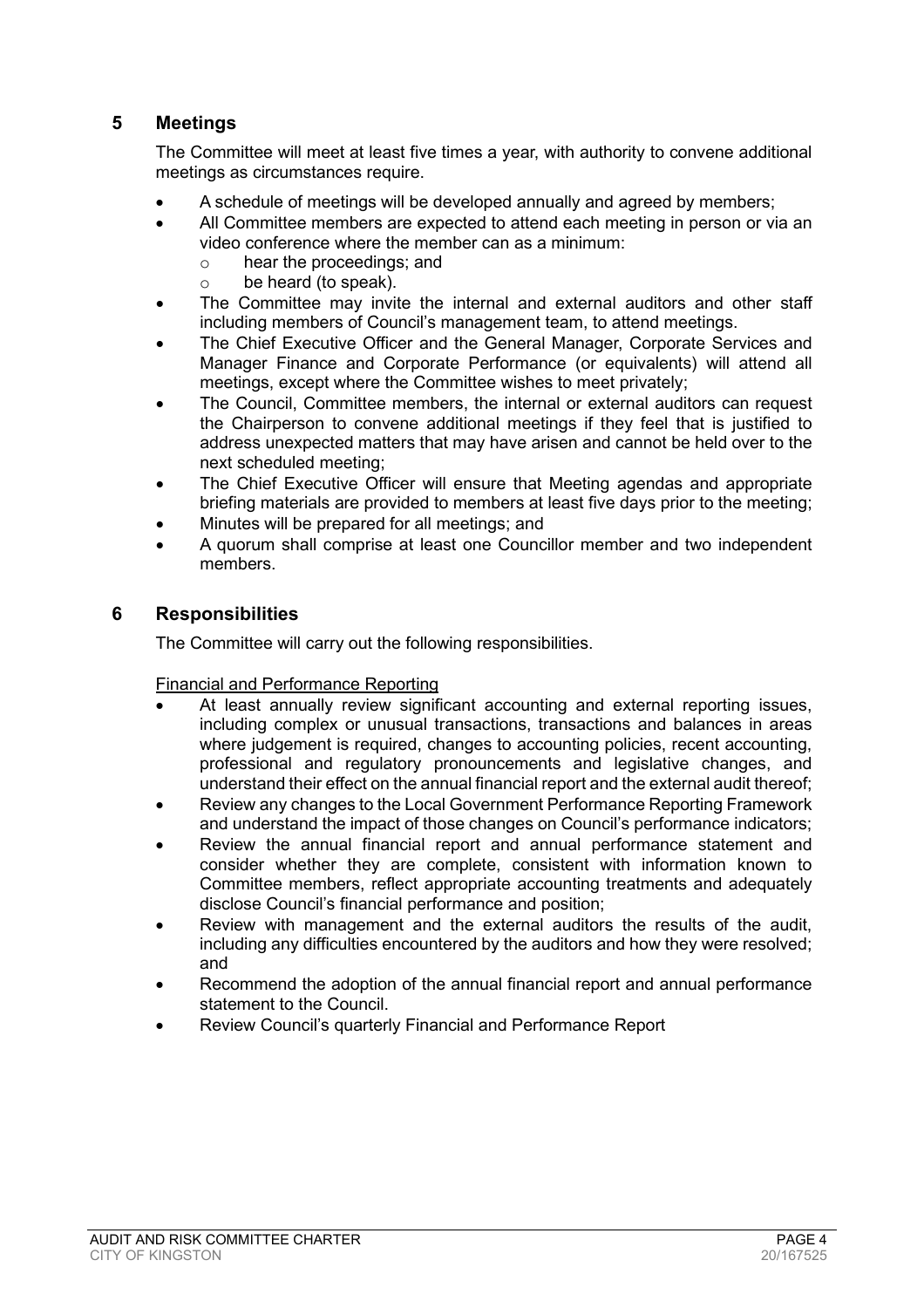## 5 Meetings

The Committee will meet at least five times a year, with authority to convene additional meetings as circumstances require.

- A schedule of meetings will be developed annually and agreed by members;
- All Committee members are expected to attend each meeting in person or via an video conference where the member can as a minimum:
    - hear the proceedings; and
    - be heard (to speak).
- The Committee may invite the internal and external auditors and other staff including members of Council's management team, to attend meetings.
- The Chief Executive Officer and the General Manager, Corporate Services and Manager Finance and Corporate Performance (or equivalents) will attend all meetings, except where the Committee wishes to meet privately;
- The Council, Committee members, the internal or external auditors can request the Chairperson to convene additional meetings if they feel that is justified to address unexpected matters that may have arisen and cannot be held over to the next scheduled meeting;
- The Chief Executive Officer will ensure that Meeting agendas and appropriate briefing materials are provided to members at least five days prior to the meeting;
- Minutes will be prepared for all meetings; and
- A quorum shall comprise at least one Councillor member and two independent members.

## 6 Responsibilities

The Committee will carry out the following responsibilities.

Financial and Performance Reporting

- At least annually review significant accounting and external reporting issues, including complex or unusual transactions, transactions and balances in areas where judgement is required, changes to accounting policies, recent accounting, professional and regulatory pronouncements and legislative changes, and understand their effect on the annual financial report and the external audit thereof;
- Review any changes to the Local Government Performance Reporting Framework and understand the impact of those changes on Council's performance indicators;
- Review the annual financial report and annual performance statement and consider whether they are complete, consistent with information known to Committee members, reflect appropriate accounting treatments and adequately disclose Council's financial performance and position;
- Review with management and the external auditors the results of the audit, including any difficulties encountered by the auditors and how they were resolved; and
- Recommend the adoption of the annual financial report and annual performance statement to the Council.
- Review Council's quarterly Financial and Performance Report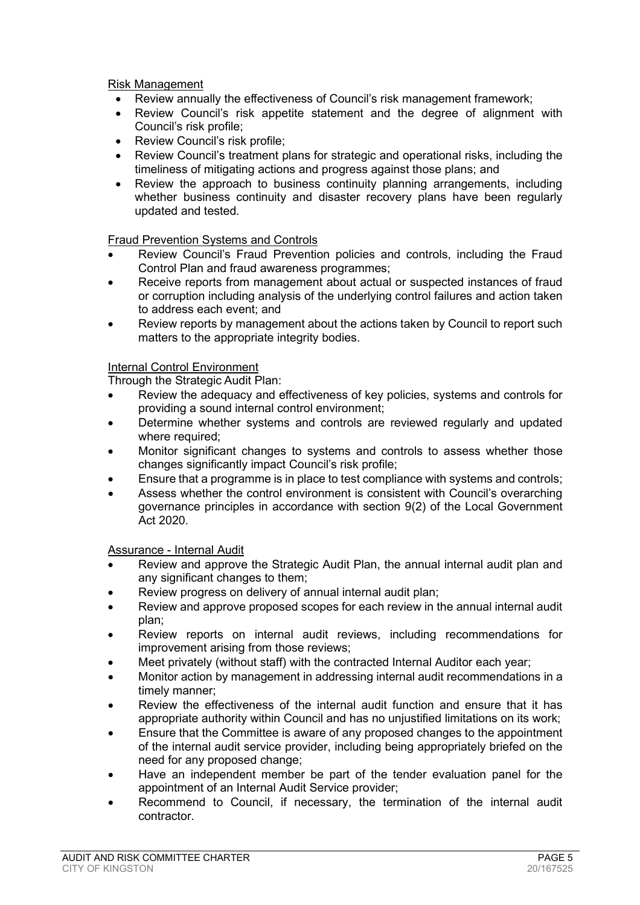Risk Management

- Review annually the effectiveness of Council's risk management framework;
- Review Council's risk appetite statement and the degree of alignment with Council's risk profile;
- Review Council's risk profile;
- Review Council's treatment plans for strategic and operational risks, including the timeliness of mitigating actions and progress against those plans; and
- Review the approach to business continuity planning arrangements, including whether business continuity and disaster recovery plans have been regularly updated and tested.

Fraud Prevention Systems and Controls

- Review Council's Fraud Prevention policies and controls, including the Fraud Control Plan and fraud awareness programmes;
- Receive reports from management about actual or suspected instances of fraud or corruption including analysis of the underlying control failures and action taken to address each event; and
- Review reports by management about the actions taken by Council to report such matters to the appropriate integrity bodies.

Internal Control Environment

Through the Strategic Audit Plan:

- Review the adequacy and effectiveness of key policies, systems and controls for providing a sound internal control environment;
- Determine whether systems and controls are reviewed regularly and updated where required;
- Monitor significant changes to systems and controls to assess whether those changes significantly impact Council's risk profile;
- Ensure that a programme is in place to test compliance with systems and controls;
- Assess whether the control environment is consistent with Council's overarching governance principles in accordance with section 9(2) of the Local Government Act 2020.

Assurance - Internal Audit

- Review and approve the Strategic Audit Plan, the annual internal audit plan and any significant changes to them;
- Review progress on delivery of annual internal audit plan;
- Review and approve proposed scopes for each review in the annual internal audit plan;
- Review reports on internal audit reviews, including recommendations for improvement arising from those reviews;
- Meet privately (without staff) with the contracted Internal Auditor each year;
- Monitor action by management in addressing internal audit recommendations in a timely manner;
- Review the effectiveness of the internal audit function and ensure that it has appropriate authority within Council and has no unjustified limitations on its work;
- Ensure that the Committee is aware of any proposed changes to the appointment of the internal audit service provider, including being appropriately briefed on the need for any proposed change;
- Have an independent member be part of the tender evaluation panel for the appointment of an Internal Audit Service provider;
- Recommend to Council, if necessary, the termination of the internal audit contractor.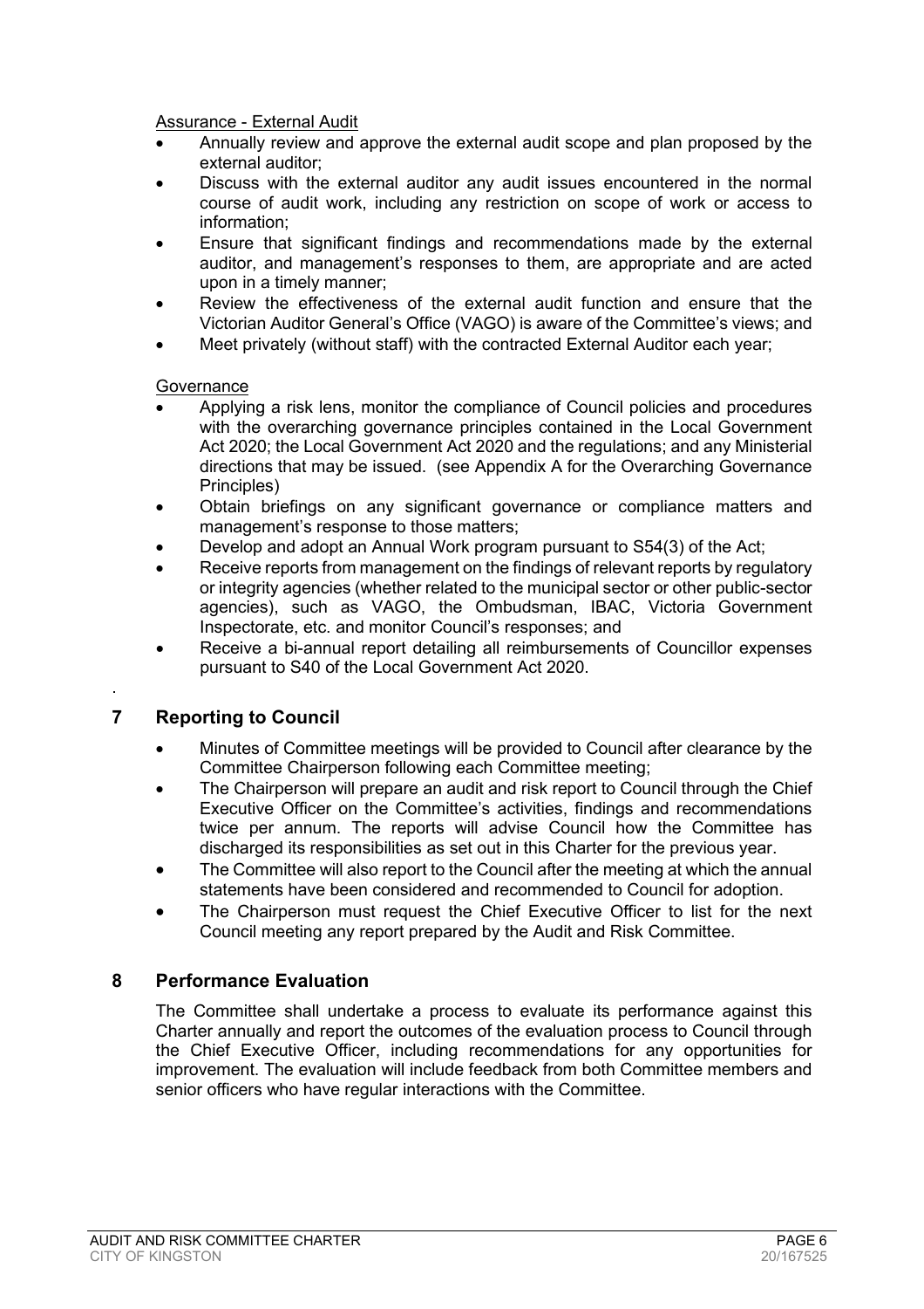Assurance - External Audit

- Annually review and approve the external audit scope and plan proposed by the external auditor;
- Discuss with the external auditor any audit issues encountered in the normal course of audit work, including any restriction on scope of work or access to information;
- Ensure that significant findings and recommendations made by the external auditor, and management's responses to them, are appropriate and are acted upon in a timely manner;
- Review the effectiveness of the external audit function and ensure that the Victorian Auditor General's Office (VAGO) is aware of the Committee's views; and
- Meet privately (without staff) with the contracted External Auditor each year;

Governance

- Applying a risk lens, monitor the compliance of Council policies and procedures with the overarching governance principles contained in the Local Government Act 2020; the Local Government Act 2020 and the regulations; and any Ministerial directions that may be issued. (see Appendix A for the Overarching Governance Principles)
- Obtain briefings on any significant governance or compliance matters and management's response to those matters;
- Develop and adopt an Annual Work program pursuant to S54(3) of the Act;
- Receive reports from management on the findings of relevant reports by regulatory or integrity agencies (whether related to the municipal sector or other public-sector agencies), such as VAGO, the Ombudsman, IBAC, Victoria Government Inspectorate, etc. and monitor Council's responses; and
- Receive a bi-annual report detailing all reimbursements of Councillor expenses pursuant to S40 of the Local Government Act 2020.

## 7 Reporting to Council

- Minutes of Committee meetings will be provided to Council after clearance by the Committee Chairperson following each Committee meeting;
- The Chairperson will prepare an audit and risk report to Council through the Chief Executive Officer on the Committee's activities, findings and recommendations twice per annum. The reports will advise Council how the Committee has discharged its responsibilities as set out in this Charter for the previous year.
- The Committee will also report to the Council after the meeting at which the annual statements have been considered and recommended to Council for adoption.
- The Chairperson must request the Chief Executive Officer to list for the next Council meeting any report prepared by the Audit and Risk Committee.

## 8 Performance Evaluation

The Committee shall undertake a process to evaluate its performance against this Charter annually and report the outcomes of the evaluation process to Council through the Chief Executive Officer, including recommendations for any opportunities for improvement. The evaluation will include feedback from both Committee members and senior officers who have regular interactions with the Committee.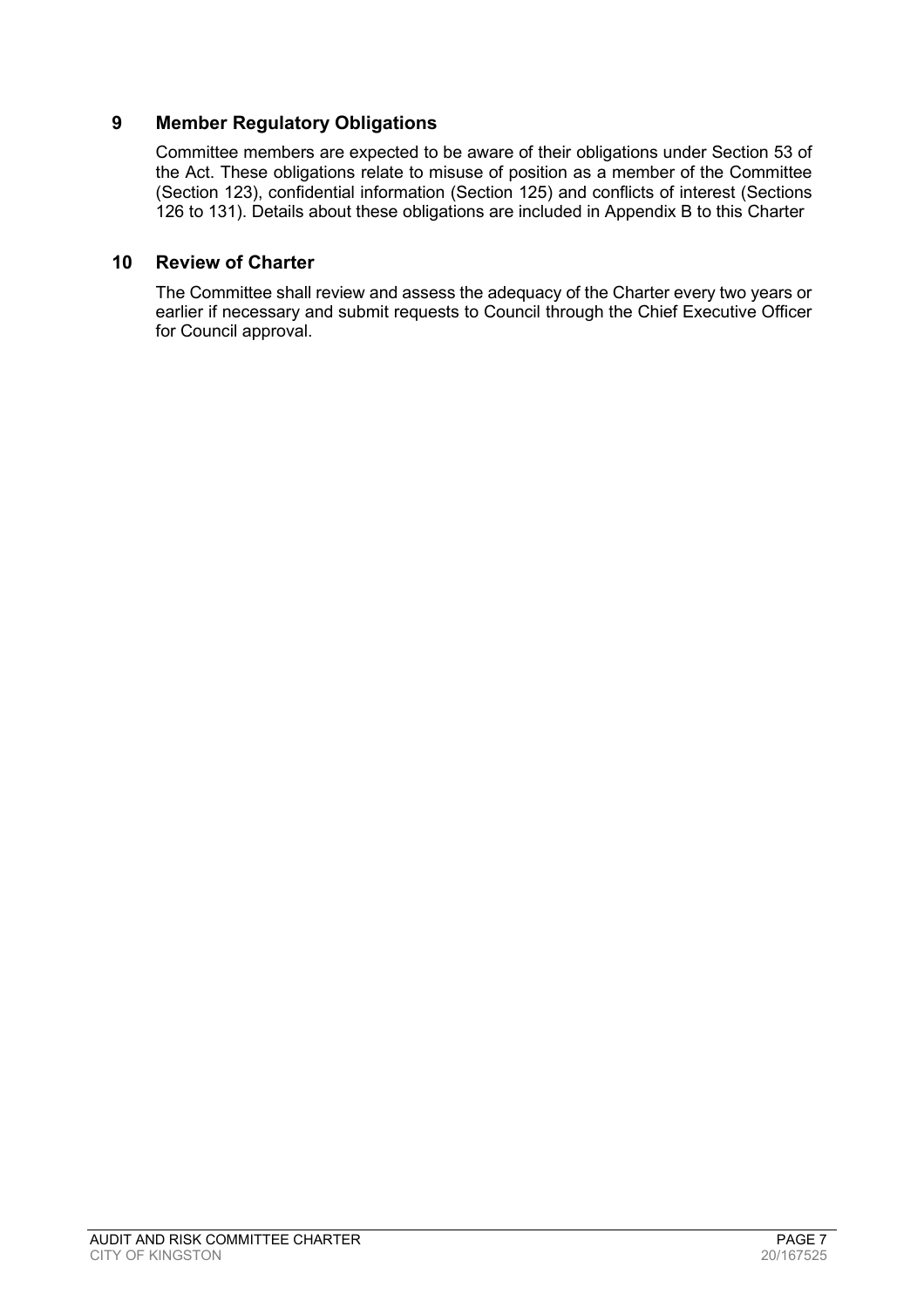## 9 Member Regulatory Obligations

Committee members are expected to be aware of their obligations under Section 53 of the Act. These obligations relate to misuse of position as a member of the Committee (Section 123), confidential information (Section 125) and conflicts of interest (Sections 126 to 131). Details about these obligations are included in Appendix B to this Charter

## 10 Review of Charter

The Committee shall review and assess the adequacy of the Charter every two years or earlier if necessary and submit requests to Council through the Chief Executive Officer for Council approval.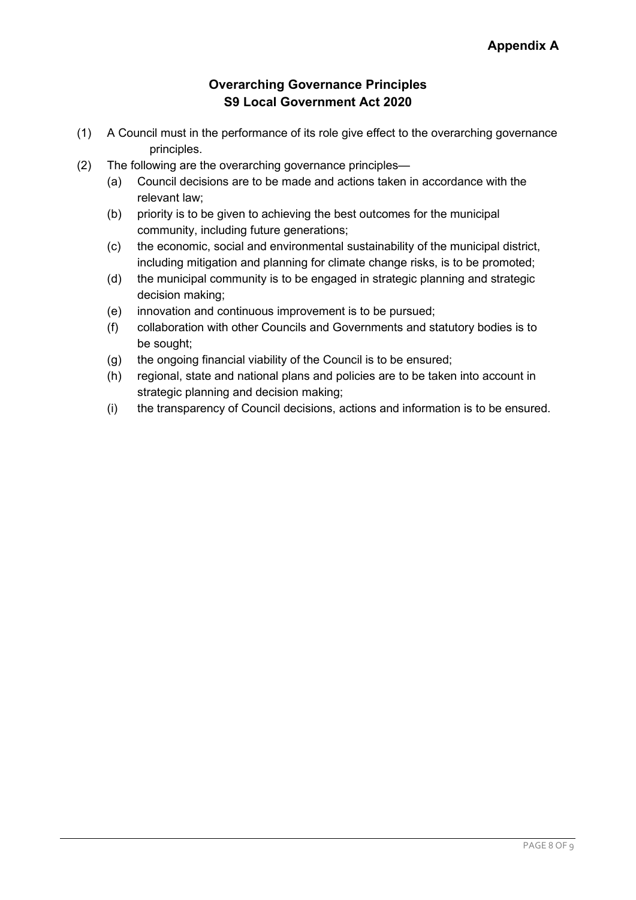**Appendix A**

## Overarching Governance Principles
## S9 Local Government Act 2020

(1) A Council must in the performance of its role give effect to the overarching governance principles.

(2) The following are the overarching governance principles—

  (a) Council decisions are to be made and actions taken in accordance with the relevant law;

  (b) priority is to be given to achieving the best outcomes for the municipal community, including future generations;

  (c) the economic, social and environmental sustainability of the municipal district, including mitigation and planning for climate change risks, is to be promoted;

  (d) the municipal community is to be engaged in strategic planning and strategic decision making;

  (e) innovation and continuous improvement is to be pursued;

  (f) collaboration with other Councils and Governments and statutory bodies is to be sought;

  (g) the ongoing financial viability of the Council is to be ensured;

  (h) regional, state and national plans and policies are to be taken into account in strategic planning and decision making;

  (i) the transparency of Council decisions, actions and information is to be ensured.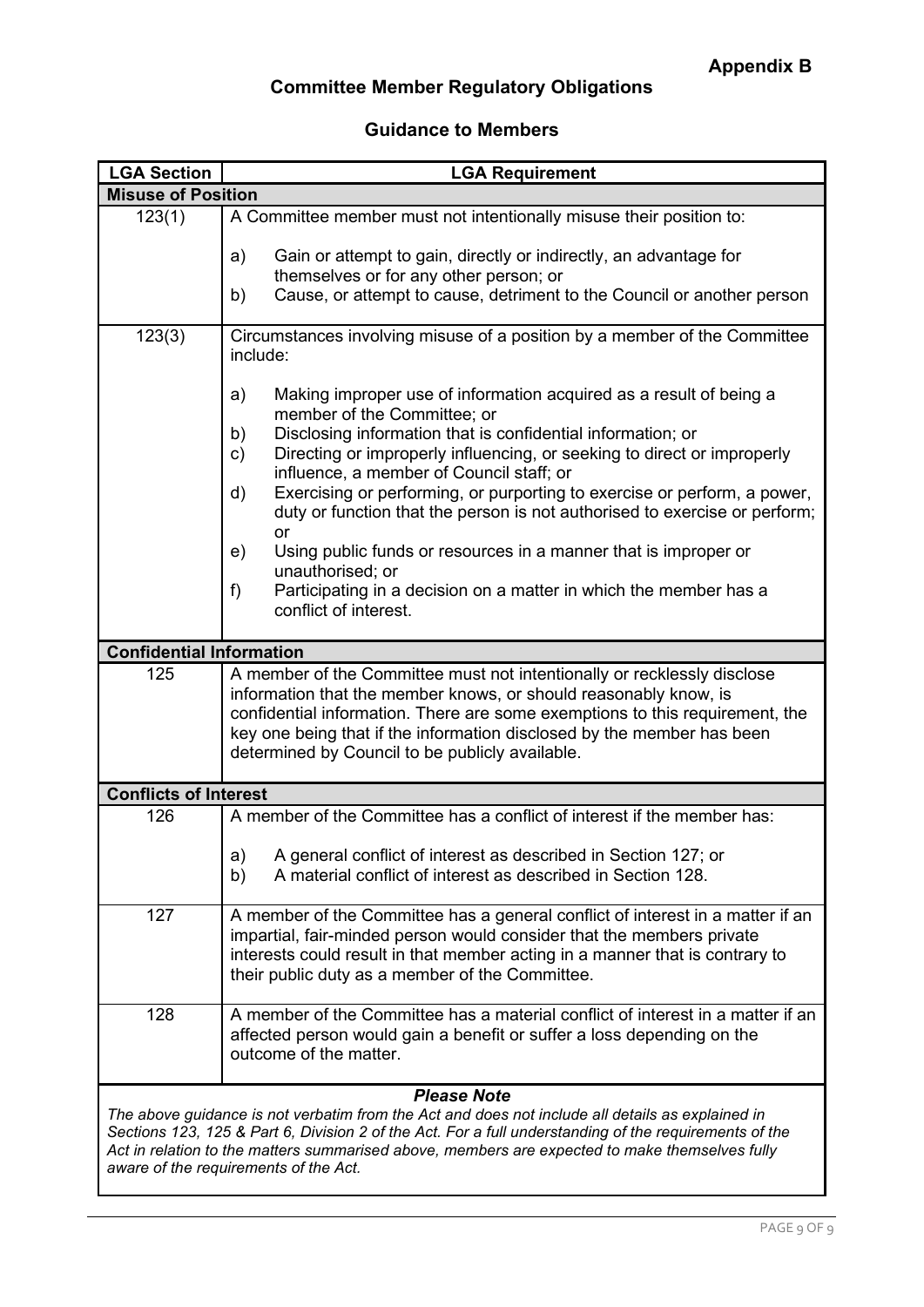**Appendix B**

## Committee Member Regulatory Obligations

### Guidance to Members

| LGA Section | LGA Requirement |
|---|---|
| **Misuse of Position** | |
| 123(1) | A Committee member must not intentionally misuse their position to:<br><br>a) Gain or attempt to gain, directly or indirectly, an advantage for themselves or for any other person; or<br>b) Cause, or attempt to cause, detriment to the Council or another person |
| 123(3) | Circumstances involving misuse of a position by a member of the Committee include:<br><br>a) Making improper use of information acquired as a result of being a member of the Committee; or<br>b) Disclosing information that is confidential information; or<br>c) Directing or improperly influencing, or seeking to direct or improperly influence, a member of Council staff; or<br>d) Exercising or performing, or purporting to exercise or perform, a power, duty or function that the person is not authorised to exercise or perform; or<br>e) Using public funds or resources in a manner that is improper or unauthorised; or<br>f) Participating in a decision on a matter in which the member has a conflict of interest. |
| **Confidential Information** | |
| 125 | A member of the Committee must not intentionally or recklessly disclose information that the member knows, or should reasonably know, is confidential information. There are some exemptions to this requirement, the key one being that if the information disclosed by the member has been determined by Council to be publicly available. |
| **Conflicts of Interest** | |
| 126 | A member of the Committee has a conflict of interest if the member has:<br><br>a) A general conflict of interest as described in Section 127; or<br>b) A material conflict of interest as described in Section 128. |
| 127 | A member of the Committee has a general conflict of interest in a matter if an impartial, fair-minded person would consider that the members private interests could result in that member acting in a manner that is contrary to their public duty as a member of the Committee. |
| 128 | A member of the Committee has a material conflict of interest in a matter if an affected person would gain a benefit or suffer a loss depending on the outcome of the matter. |

***Please Note***

*The above guidance is not verbatim from the Act and does not include all details as explained in Sections 123, 125 & Part 6, Division 2 of the Act. For a full understanding of the requirements of the Act in relation to the matters summarised above, members are expected to make themselves fully aware of the requirements of the Act.*